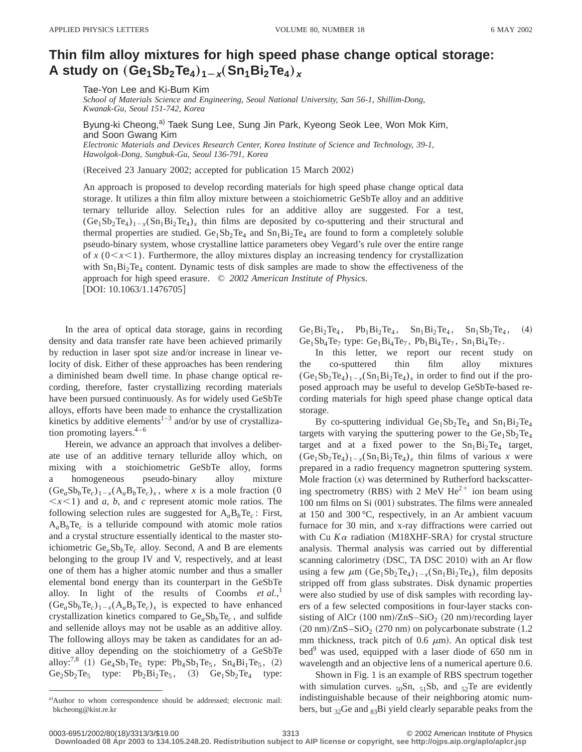# Thin film alloy mixtures for high speed phase change optical storage: A study on $(Ge_1Sb_2Te_4)_{1-x}(Sn_1Bi_2Te_4)_x$

Tae-Yon Lee and Ki-Bum Kim

*School of Materials Science and Engineering, Seoul National University, San 56-1, Shillim-Dong, Kwanak-Gu, Seoul 151-742, Korea*

Byung-ki Cheong,[a] Taek Sung Lee, Sung Jin Park, Kyeong Seok Lee, Won Mok Kim, and Soon Gwang Kim

*Electronic Materials and Devices Research Center, Korea Institute of Science and Technology, 39-1, Hawolgok-Dong, Sungbuk-Gu, Seoul 136-791, Korea*

(Received 23 January 2002; accepted for publication 15 March 2002)

An approach is proposed to develop recording materials for high speed phase change optical data storage. It utilizes a thin film alloy mixture between a stoichiometric GeSbTe alloy and an additive ternary telluride alloy. Selection rules for an additive alloy are suggested. For a test, $(Ge_1Sb_2Te_4)_{1-x}(Sn_1Bi_2Te_4)_x$ thin films are deposited by co-sputtering and their structural and thermal properties are studied. $Ge_1Sb_2Te_4$ and $Sn_1Bi_2Te_4$ are found to form a completely soluble pseudo-binary system, whose crystalline lattice parameters obey Vegard's rule over the entire range of $x$ $(0<x<1)$. Furthermore, the alloy mixtures display an increasing tendency for crystallization with $Sn_1Bi_2Te_4$ content. Dynamic tests of disk samples are made to show the effectiveness of the approach for high speed erasure. © *2002 American Institute of Physics.* [DOI: 10.1063/1.1476705]

In the area of optical data storage, gains in recording density and data transfer rate have been achieved primarily by reduction in laser spot size and/or increase in linear velocity of disk. Either of these approaches has been rendering a diminished beam dwell time. In phase change optical recording, therefore, faster crystallizing recording materials have been pursued continuously. As for widely used GeSbTe alloys, efforts have been made to enhance the crystallization kinetics by additive elements[1–3] and/or by use of crystallization promoting layers.[4–6]

Herein, we advance an approach that involves a deliberate use of an additive ternary telluride alloy which, on mixing with a stoichiometric GeSbTe alloy, forms a homogeneous pseudo-binary alloy mixture $(Ge_aSb_bTe_c)_{1-x}(A_aB_bTe_c)_x$, where $x$ is a mole fraction $(0<x<1)$ and $a$, $b$, and $c$ represent atomic mole ratios. The following selection rules are suggested for $A_aB_bTe_c$: First, $A_aB_bTe_c$ is a telluride compound with atomic mole ratios and a crystal structure essentially identical to the master stoichiometric $Ge_aSb_bTe_c$ alloy. Second, A and B are elements belonging to the group IV and V, respectively, and at least one of them has a higher atomic number and thus a smaller elemental bond energy than its counterpart in the GeSbTe alloy. In light of the results of Coombs *et al.*,[1] $(Ge_aSb_bTe_c)_{1-x}(A_aB_bTe_c)_x$ is expected to have enhanced crystallization kinetics compared to $Ge_aSb_bTe_c$, and sulfide and sellenide alloys may not be usable as an additive alloy. The following alloys may be taken as candidates for an additive alloy depending on the stoichiometry of a GeSbTe alloy:[7,8] (1) $Ge_4Sb_1Te_5$ type: $Pb_4Sb_1Te_5$, $Sn_4Bi_1Te_5$, (2) $Ge_2Sb_2Te_5$ type: $Pb_2Bi_2Te_5$, (3) $Ge_1Sb_2Te_4$ type: $Ge_1Bi_2Te_4$, $Pb_1Bi_2Te_4$, $Sn_1Bi_2Te_4$, $Sn_1Sb_2Te_4$, (4) $Ge_1Sb_4Te_7$ type: $Ge_1Bi_4Te_7$, $Pb_1Bi_4Te_7$, $Sn_1Bi_4Te_7$.

In this letter, we report our recent study on the co-sputtered thin film alloy mixtures $(Ge_1Sb_2Te_4)_{1-x}(Sn_1Bi_2Te_4)_x$ in order to find out if the proposed approach may be useful to develop GeSbTe-based recording materials for high speed phase change optical data storage.

By co-sputtering individual $Ge_1Sb_2Te_4$ and $Sn_1Bi_2Te_4$ targets with varying the sputtering power to the $Ge_1Sb_2Te_4$ target and at a fixed power to the $Sn_1Bi_2Te_4$ target, $(Ge_1Sb_2Te_4)_{1-x}(Sn_1Bi_2Te_4)_x$ thin films of various $x$ were prepared in a radio frequency magnetron sputtering system. Mole fraction $(x)$ was determined by Rutherford backscattering spectrometry (RBS) with 2 MeV $He^{2+}$ ion beam using 100 nm films on Si (001) substrates. The films were annealed at 150 and 300 °C, respectively, in an Ar ambient vacuum furnace for 30 min, and x-ray diffractions were carried out with Cu $K\alpha$ radiation (M18XHF-SRA) for crystal structure analysis. Thermal analysis was carried out by differential scanning calorimetry (DSC, TA DSC 2010) with an Ar flow using a few $\mu$m $(Ge_1Sb_2Te_4)_{1-x}(Sn_1Bi_2Te_4)_x$ film deposits stripped off from glass substrates. Disk dynamic properties were also studied by use of disk samples with recording layers of a few selected compositions in four-layer stacks consisting of AlCr (100 nm)/ZnS–$SiO_2$ (20 nm)/recording layer (20 nm)/ZnS–$SiO_2$ (270 nm) on polycarbonate substrate (1.2 mm thickness, track pitch of 0.6 $\mu$m). An optical disk test bed[9] was used, equipped with a laser diode of 650 nm in wavelength and an objective lens of a numerical aperture 0.6.

Shown in Fig. 1 is an example of RBS spectrum together with simulation curves. $_{50}Sn$, $_{51}Sb$, and $_{52}Te$ are evidently indistinguishable because of their neighboring atomic numbers, but $_{32}Ge$ and $_{83}Bi$ yield clearly separable peaks from the

[a] Author to whom correspondence should be addressed; electronic mail: bkcheong@kist.re.kr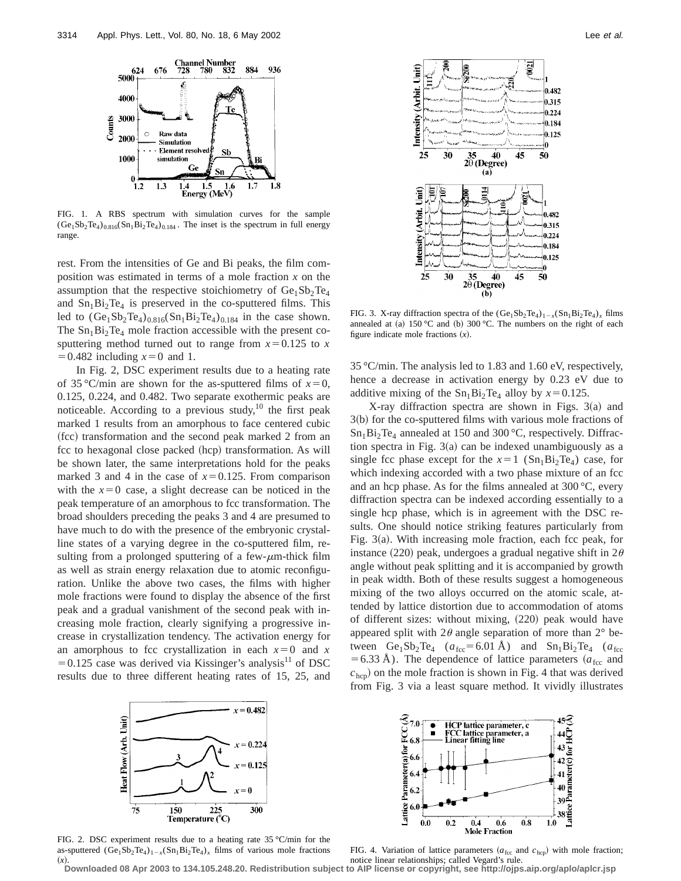FIG. 1. A RBS spectrum with simulation curves for the sample $(Ge_1Sb_2Te_4)_{0.816}(Sn_1Bi_2Te_4)_{0.184}$. The inset is the spectrum in full energy range.

rest. From the intensities of Ge and Bi peaks, the film composition was estimated in terms of a mole fraction $x$ on the assumption that the respective stoichiometry of $Ge_1Sb_2Te_4$ and $Sn_1Bi_2Te_4$ is preserved in the co-sputtered films. This led to $(Ge_1Sb_2Te_4)_{0.816}(Sn_1Bi_2Te_4)_{0.184}$ in the case shown. The $Sn_1Bi_2Te_4$ mole fraction accessible with the present co-sputtering method turned out to range from $x=0.125$ to $x=0.482$ including $x=0$ and 1.

In Fig. 2, DSC experiment results due to a heating rate of 35 °C/min are shown for the as-sputtered films of $x=0$, 0.125, 0.224, and 0.482. Two separate exothermic peaks are noticeable. According to a previous study,[10] the first peak marked 1 results from an amorphous to face centered cubic (fcc) transformation and the second peak marked 2 from an fcc to hexagonal close packed (hcp) transformation. As will be shown later, the same interpretations hold for the peaks marked 3 and 4 in the case of $x=0.125$. From comparison with the $x=0$ case, a slight decrease can be noticed in the peak temperature of an amorphous to fcc transformation. The broad shoulders preceding the peaks 3 and 4 are presumed to have much to do with the presence of the embryonic crystalline states of a varying degree in the co-sputtered film, resulting from a prolonged sputtering of a few-$\mu$m-thick film as well as strain energy relaxation due to atomic reconfiguration. Unlike the above two cases, the films with higher mole fractions were found to display the absence of the first peak and a gradual vanishment of the second peak with increasing mole fraction, clearly signifying a progressive increase in crystallization tendency. The activation energy for an amorphous to fcc crystallization in each $x=0$ and $x=0.125$ case was derived via Kissinger's analysis[11] of DSC results due to three different heating rates of 15, 25, and 35 °C/min. The analysis led to 1.83 and 1.60 eV, respectively, hence a decrease in activation energy by 0.23 eV due to additive mixing of the $Sn_1Bi_2Te_4$ alloy by $x=0.125$.

X-ray diffraction spectra are shown in Figs. 3(a) and 3(b) for the co-sputtered films with various mole fractions of $Sn_1Bi_2Te_4$ annealed at 150 and 300 °C, respectively. Diffraction spectra in Fig. 3(a) can be indexed unambiguously as a single fcc phase except for the $x=1$ ($Sn_1Bi_2Te_4$) case, for which indexing accorded with a two phase mixture of an fcc and an hcp phase. As for the films annealed at 300 °C, every diffraction spectra can be indexed according essentially to a single hcp phase, which is in agreement with the DSC results. One should notice striking features particularly from Fig. 3(a). With increasing mole fraction, each fcc peak, for instance (220) peak, undergoes a gradual negative shift in $2\theta$ angle without peak splitting and it is accompanied by growth in peak width. Both of these results suggest a homogeneous mixing of the two alloys occurred on the atomic scale, attended by lattice distortion due to accommodation of atoms of different sizes: without mixing, (220) peak would have appeared split with $2\theta$ angle separation of more than 2° between $Ge_1Sb_2Te_4$ ($a_{fcc}=6.01$ Å) and $Sn_1Bi_2Te_4$ ($a_{fcc}=6.33$ Å). The dependence of lattice parameters ($a_{fcc}$ and $c_{hcp}$) on the mole fraction is shown in Fig. 4 that was derived from Fig. 3 via a least square method. It vividly illustrates

FIG. 2. DSC experiment results due to a heating rate 35 °C/min for the as-sputtered $(Ge_1Sb_2Te_4)_{1-x}(Sn_1Bi_2Te_4)_x$ films of various mole fractions ($x$).

FIG. 3. X-ray diffraction spectra of the $(Ge_1Sb_2Te_4)_{1-x}(Sn_1Bi_2Te_4)_x$ films annealed at (a) 150 °C and (b) 300 °C. The numbers on the right of each figure indicate mole fractions ($x$).

FIG. 4. Variation of lattice parameters ($a_{fcc}$ and $c_{hcp}$) with mole fraction; notice linear relationships; called Vegard's rule.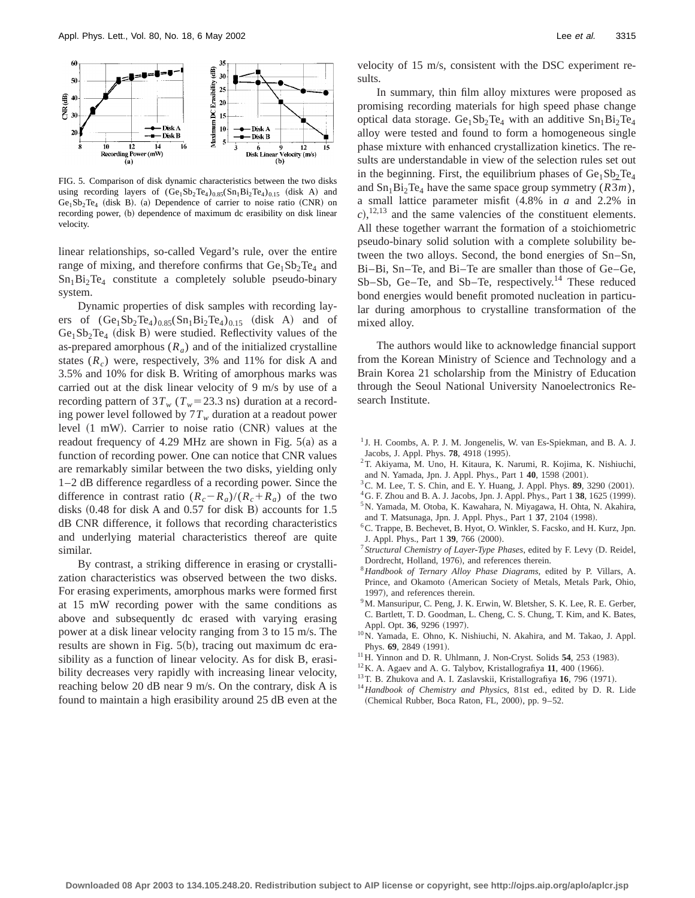(a)

CNR (dB)

Recording Power (mW)

Disk A
Disk B

(b)

Maximum DC Erasibility (dB)

Disk Linear Velocity (m/s)

Disk A
Disk B

FIG. 5. Comparison of disk dynamic characteristics between the two disks using recording layers of $(Ge_1Sb_2Te_4)_{0.85}(Sn_1Bi_2Te_4)_{0.15}$ (disk A) and $Ge_1Sb_2Te_4$ (disk B). (a) Dependence of carrier to noise ratio (CNR) on recording power, (b) dependence of maximum dc erasibility on disk linear velocity.

linear relationships, so-called Vegard's rule, over the entire range of mixing, and therefore confirms that $Ge_1Sb_2Te_4$ and $Sn_1Bi_2Te_4$ constitute a completely soluble pseudo-binary system.

Dynamic properties of disk samples with recording layers of $(Ge_1Sb_2Te_4)_{0.85}(Sn_1Bi_2Te_4)_{0.15}$ (disk A) and of $Ge_1Sb_2Te_4$ (disk B) were studied. Reflectivity values of the as-prepared amorphous ($R_a$) and of the initialized crystalline states ($R_c$) were, respectively, 3% and 11% for disk A and 3.5% and 10% for disk B. Writing of amorphous marks was carried out at the disk linear velocity of 9 m/s by use of a recording pattern of $3T_w$ ($T_w$ = 23.3 ns) duration at a recording power level followed by $7T_w$ duration at a readout power level (1 mW). Carrier to noise ratio (CNR) values at the readout frequency of 4.29 MHz are shown in Fig. 5(a) as a function of recording power. One can notice that CNR values are remarkably similar between the two disks, yielding only 1–2 dB difference regardless of a recording power. Since the difference in contrast ratio $(R_c - R_a)/(R_c + R_a)$ of the two disks (0.48 for disk A and 0.57 for disk B) accounts for 1.5 dB CNR difference, it follows that recording characteristics and underlying material characteristics thereof are quite similar.

By contrast, a striking difference in erasing or crystallization characteristics was observed between the two disks. For erasing experiments, amorphous marks were formed first at 15 mW recording power with the same conditions as above and subsequently dc erased with varying erasing power at a disk linear velocity ranging from 3 to 15 m/s. The results are shown in Fig. 5(b), tracing out maximum dc erasibility as a function of linear velocity. As for disk B, erasibility decreases very rapidly with increasing linear velocity, reaching below 20 dB near 9 m/s. On the contrary, disk A is found to maintain a high erasibility around 25 dB even at the velocity of 15 m/s, consistent with the DSC experiment results.

In summary, thin film alloy mixtures were proposed as promising recording materials for high speed phase change optical data storage. $Ge_1Sb_2Te_4$ with an additive $Sn_1Bi_2Te_4$ alloy were tested and found to form a homogeneous single phase mixture with enhanced crystallization kinetics. The results are understandable in view of the selection rules set out in the beginning. First, the equilibrium phases of $Ge_1Sb_2Te_4$ and $Sn_1Bi_2Te_4$ have the same space group symmetry ($R\bar{3}m$), a small lattice parameter misfit (4.8% in $a$ and 2.2% in $c$),[12,13] and the same valencies of the constituent elements. All these together warrant the formation of a stoichiometric pseudo-binary solid solution with a complete solubility between the two alloys. Second, the bond energies of Sn–Sn, Bi–Bi, Sn–Te, and Bi–Te are smaller than those of Ge–Ge, Sb–Sb, Ge–Te, and Sb–Te, respectively.[14] These reduced bond energies would benefit promoted nucleation in particular during amorphous to crystalline transformation of the mixed alloy.

The authors would like to acknowledge financial support from the Korean Ministry of Science and Technology and a Brain Korea 21 scholarship from the Ministry of Education through the Seoul National University Nanoelectronics Research Institute.

[1] J. H. Coombs, A. P. J. M. Jongenelis, W. van Es-Spiekman, and B. A. J. Jacobs, J. Appl. Phys. **78**, 4918 (1995).
[2] T. Akiyama, M. Uno, H. Kitaura, K. Narumi, R. Kojima, K. Nishiuchi, and N. Yamada, Jpn. J. Appl. Phys., Part 1 **40**, 1598 (2001).
[3] C. M. Lee, T. S. Chin, and E. Y. Huang, J. Appl. Phys. **89**, 3290 (2001).
[4] G. F. Zhou and B. A. J. Jacobs, Jpn. J. Appl. Phys., Part 1 **38**, 1625 (1999).
[5] N. Yamada, M. Otoba, K. Kawahara, N. Miyagawa, H. Ohta, N. Akahira, and T. Matsunaga, Jpn. J. Appl. Phys., Part 1 **37**, 2104 (1998).
[6] C. Trappe, B. Bechevet, B. Hyot, O. Winkler, S. Facsko, and H. Kurz, Jpn. J. Appl. Phys., Part 1 **39**, 766 (2000).
[7] *Structural Chemistry of Layer-Type Phases*, edited by F. Levy (D. Reidel, Dordrecht, Holland, 1976), and references therein.
[8] *Handbook of Ternary Alloy Phase Diagrams*, edited by P. Villars, A. Prince, and Okamoto (American Society of Metals, Metals Park, Ohio, 1997), and references therein.
[9] M. Mansuripur, C. Peng, J. K. Erwin, W. Bletsher, S. K. Lee, R. E. Gerber, C. Bartlett, T. D. Goodman, L. Cheng, C. S. Chung, T. Kim, and K. Bates, Appl. Opt. **36**, 9296 (1997).
[10] N. Yamada, E. Ohno, K. Nishiuchi, N. Akahira, and M. Takao, J. Appl. Phys. **69**, 2849 (1991).
[11] H. Yinnon and D. R. Uhlmann, J. Non-Cryst. Solids **54**, 253 (1983).
[12] K. A. Agaev and A. G. Talybov, Kristallografiya **11**, 400 (1966).
[13] T. B. Zhukova and A. I. Zaslavskii, Kristallografiya **16**, 796 (1971).
[14] *Handbook of Chemistry and Physics*, 81st ed., edited by D. R. Lide (Chemical Rubber, Boca Raton, FL, 2000), pp. 9–52.